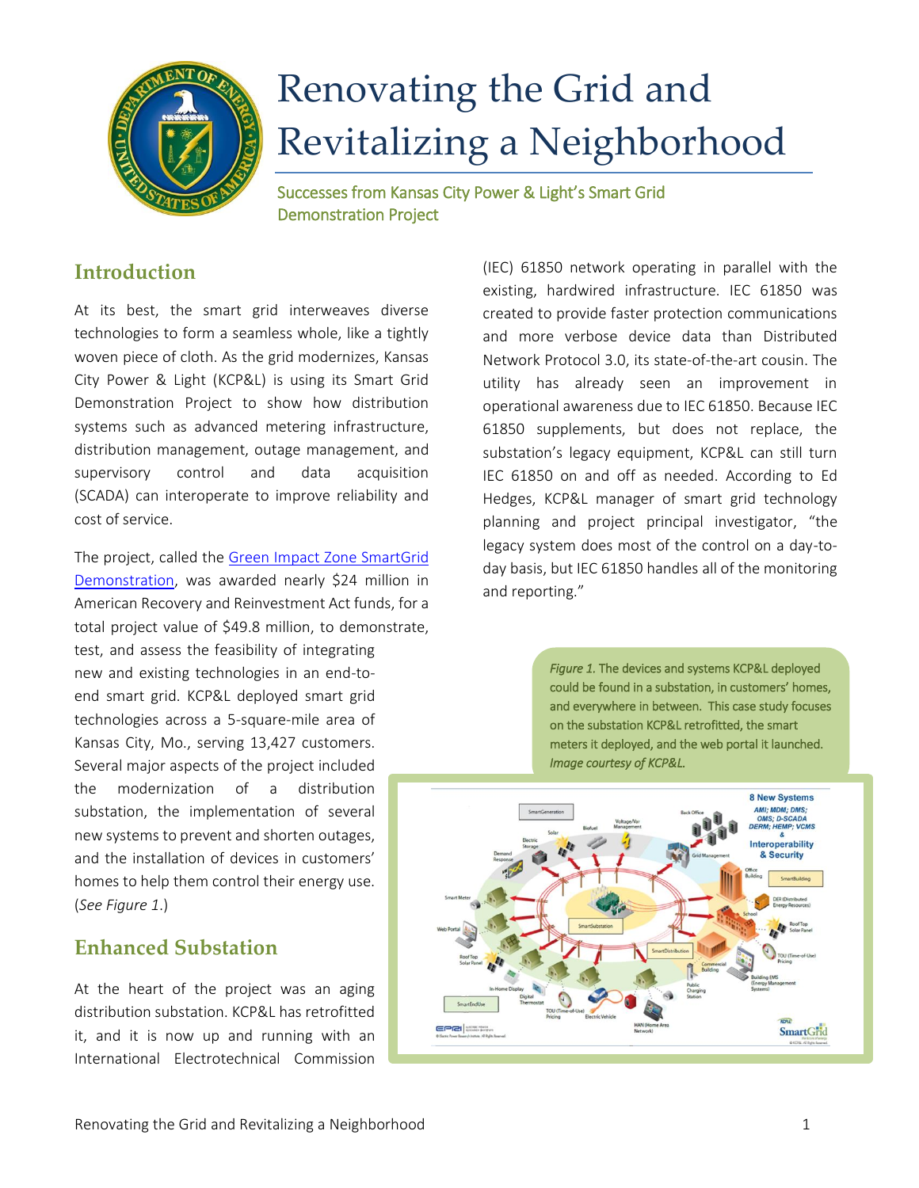# Renovating the Grid and Revitalizing a Neighborhood

Successes from Kansas City Power & Light's Smart Grid Demonstration Project

## Introduction

At its best, the smart grid interweaves diverse technologies to form a seamless whole, like a tightly woven piece of cloth. As the grid modernizes, Kansas City Power & Light (KCP&L) is using its Smart Grid Demonstration Project to show how distribution systems such as advanced metering infrastructure, distribution management, outage management, and supervisory control and data acquisition (SCADA) can interoperate to improve reliability and cost of service.

The project, called the Green Impact Zone SmartGrid Demonstration, was awarded nearly $24 million in American Recovery and Reinvestment Act funds, for a total project value of $49.8 million, to demonstrate, test, and assess the feasibility of integrating new and existing technologies in an end-to-end smart grid. KCP&L deployed smart grid technologies across a 5-square-mile area of Kansas City, Mo., serving 13,427 customers. Several major aspects of the project included the modernization of a distribution substation, the implementation of several new systems to prevent and shorten outages, and the installation of devices in customers' homes to help them control their energy use. (*See Figure 1*.)

## Enhanced Substation

At the heart of the project was an aging distribution substation. KCP&L has retrofitted it, and it is now up and running with an International Electrotechnical Commission (IEC) 61850 network operating in parallel with the existing, hardwired infrastructure. IEC 61850 was created to provide faster protection communications and more verbose device data than Distributed Network Protocol 3.0, its state-of-the-art cousin. The utility has already seen an improvement in operational awareness due to IEC 61850. Because IEC 61850 supplements, but does not replace, the substation's legacy equipment, KCP&L can still turn IEC 61850 on and off as needed. According to Ed Hedges, KCP&L manager of smart grid technology planning and project principal investigator, "the legacy system does most of the control on a day-to-day basis, but IEC 61850 handles all of the monitoring and reporting."

*Figure 1.* The devices and systems KCP&L deployed could be found in a substation, in customers' homes, and everywhere in between. This case study focuses on the substation KCP&L retrofitted, the smart meters it deployed, and the web portal it launched. *Image courtesy of KCP&L.*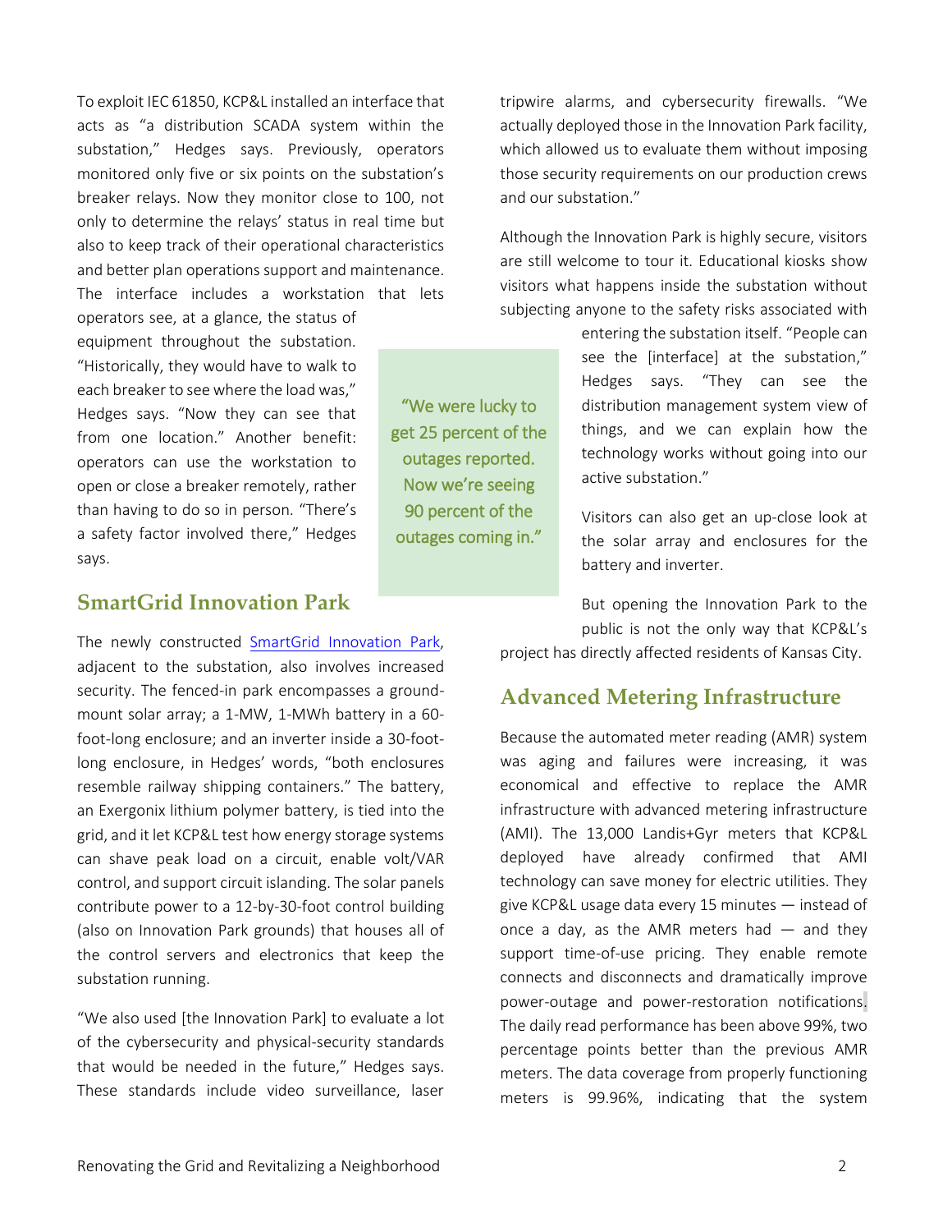To exploit IEC 61850, KCP&L installed an interface that acts as "a distribution SCADA system within the substation," Hedges says. Previously, operators monitored only five or six points on the substation's breaker relays. Now they monitor close to 100, not only to determine the relays' status in real time but also to keep track of their operational characteristics and better plan operations support and maintenance. The interface includes a workstation that lets operators see, at a glance, the status of equipment throughout the substation. "Historically, they would have to walk to each breaker to see where the load was," Hedges says. "Now they can see that from one location." Another benefit: operators can use the workstation to open or close a breaker remotely, rather than having to do so in person. "There's a safety factor involved there," Hedges says.

> "We were lucky to get 25 percent of the outages reported. Now we're seeing 90 percent of the outages coming in."

## SmartGrid Innovation Park

The newly constructed [SmartGrid Innovation Park](), adjacent to the substation, also involves increased security. The fenced-in park encompasses a ground-mount solar array; a 1-MW, 1-MWh battery in a 60-foot-long enclosure; and an inverter inside a 30-foot-long enclosure, in Hedges' words, "both enclosures resemble railway shipping containers." The battery, an Exergonix lithium polymer battery, is tied into the grid, and it let KCP&L test how energy storage systems can shave peak load on a circuit, enable volt/VAR control, and support circuit islanding. The solar panels contribute power to a 12-by-30-foot control building (also on Innovation Park grounds) that houses all of the control servers and electronics that keep the substation running.

"We also used [the Innovation Park] to evaluate a lot of the cybersecurity and physical-security standards that would be needed in the future," Hedges says. These standards include video surveillance, laser tripwire alarms, and cybersecurity firewalls. "We actually deployed those in the Innovation Park facility, which allowed us to evaluate them without imposing those security requirements on our production crews and our substation."

Although the Innovation Park is highly secure, visitors are still welcome to tour it. Educational kiosks show visitors what happens inside the substation without subjecting anyone to the safety risks associated with entering the substation itself. "People can see the [interface] at the substation," Hedges says. "They can see the distribution management system view of things, and we can explain how the technology works without going into our active substation."

Visitors can also get an up-close look at the solar array and enclosures for the battery and inverter.

But opening the Innovation Park to the public is not the only way that KCP&L's project has directly affected residents of Kansas City.

## Advanced Metering Infrastructure

Because the automated meter reading (AMR) system was aging and failures were increasing, it was economical and effective to replace the AMR infrastructure with advanced metering infrastructure (AMI). The 13,000 Landis+Gyr meters that KCP&L deployed have already confirmed that AMI technology can save money for electric utilities. They give KCP&L usage data every 15 minutes — instead of once a day, as the AMR meters had — and they support time-of-use pricing. They enable remote connects and disconnects and dramatically improve power-outage and power-restoration notifications. The daily read performance has been above 99%, two percentage points better than the previous AMR meters. The data coverage from properly functioning meters is 99.96%, indicating that the system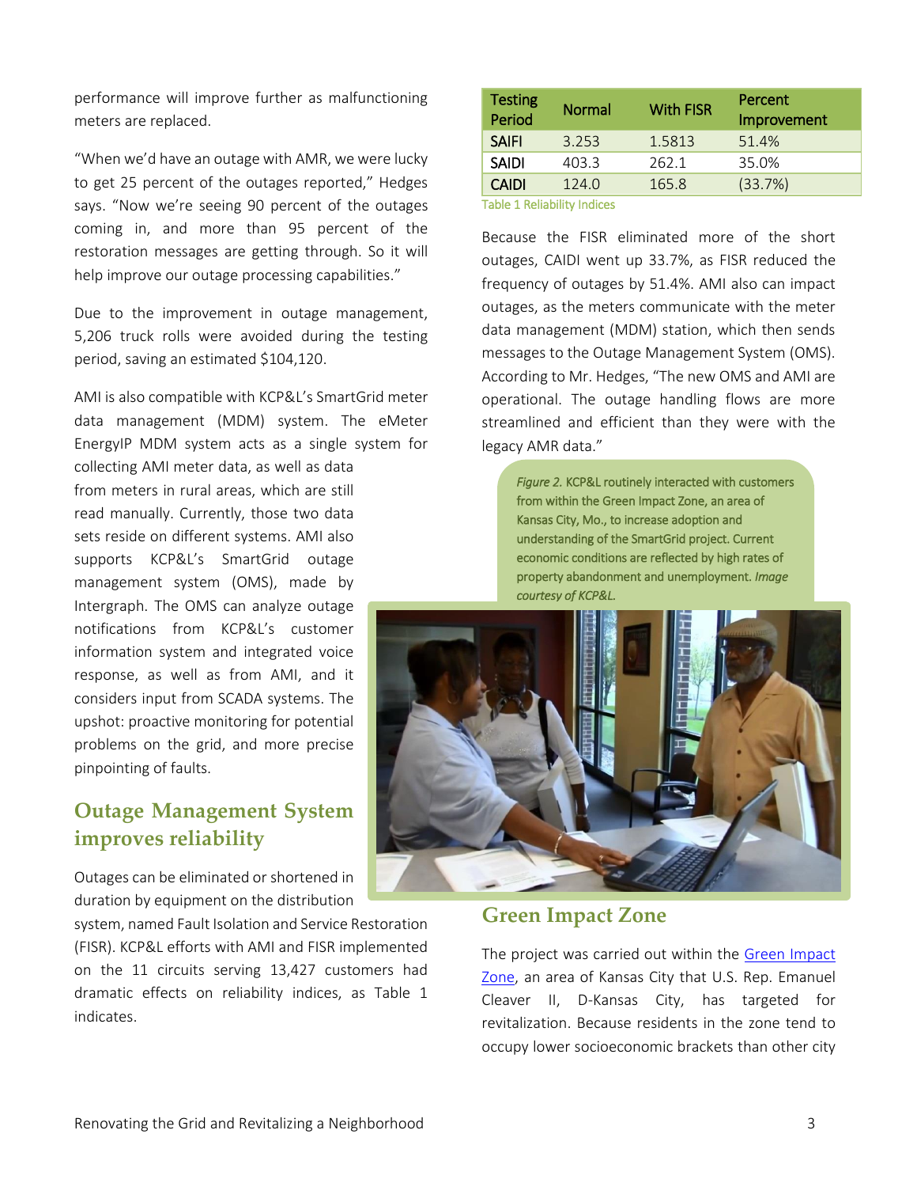performance will improve further as malfunctioning meters are replaced.

"When we'd have an outage with AMR, we were lucky to get 25 percent of the outages reported," Hedges says. "Now we're seeing 90 percent of the outages coming in, and more than 95 percent of the restoration messages are getting through. So it will help improve our outage processing capabilities."

Due to the improvement in outage management, 5,206 truck rolls were avoided during the testing period, saving an estimated $104,120.

AMI is also compatible with KCP&L's SmartGrid meter data management (MDM) system. The eMeter EnergyIP MDM system acts as a single system for collecting AMI meter data, as well as data from meters in rural areas, which are still read manually. Currently, those two data sets reside on different systems. AMI also supports KCP&L's SmartGrid outage management system (OMS), made by Intergraph. The OMS can analyze outage notifications from KCP&L's customer information system and integrated voice response, as well as from AMI, and it considers input from SCADA systems. The upshot: proactive monitoring for potential problems on the grid, and more precise pinpointing of faults.

## Outage Management System improves reliability

Outages can be eliminated or shortened in duration by equipment on the distribution system, named Fault Isolation and Service Restoration (FISR). KCP&L efforts with AMI and FISR implemented on the 11 circuits serving 13,427 customers had dramatic effects on reliability indices, as Table 1 indicates.

| Testing Period | Normal | With FISR | Percent Improvement |
|---|---|---|---|
| SAIFI | 3.253 | 1.5813 | 51.4% |
| SAIDI | 403.3 | 262.1 | 35.0% |
| CAIDI | 124.0 | 165.8 | (33.7%) |

Table 1 Reliability Indices

Because the FISR eliminated more of the short outages, CAIDI went up 33.7%, as FISR reduced the frequency of outages by 51.4%. AMI also can impact outages, as the meters communicate with the meter data management (MDM) station, which then sends messages to the Outage Management System (OMS). According to Mr. Hedges, "The new OMS and AMI are operational. The outage handling flows are more streamlined and efficient than they were with the legacy AMR data."

*Figure 2.* KCP&L routinely interacted with customers from within the Green Impact Zone, an area of Kansas City, Mo., to increase adoption and understanding of the SmartGrid project. Current economic conditions are reflected by high rates of property abandonment and unemployment. *Image courtesy of KCP&L.*

## Green Impact Zone

The project was carried out within the Green Impact Zone, an area of Kansas City that U.S. Rep. Emanuel Cleaver II, D-Kansas City, has targeted for revitalization. Because residents in the zone tend to occupy lower socioeconomic brackets than other city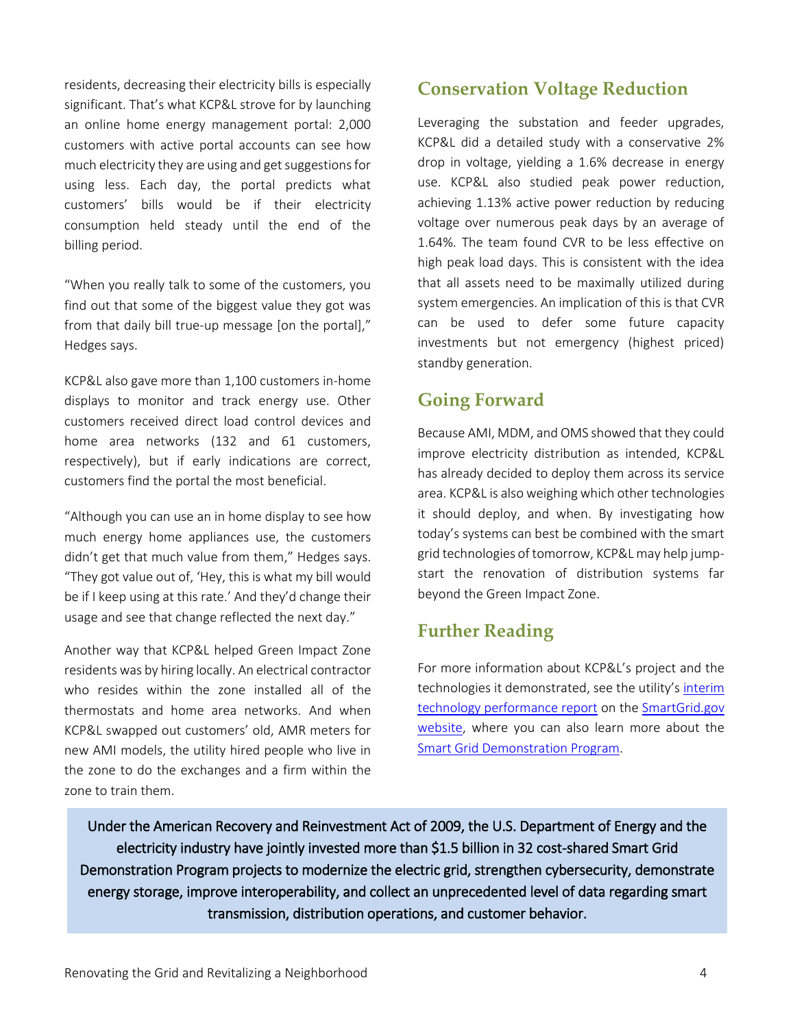residents, decreasing their electricity bills is especially significant. That's what KCP&L strove for by launching an online home energy management portal: 2,000 customers with active portal accounts can see how much electricity they are using and get suggestions for using less. Each day, the portal predicts what customers' bills would be if their electricity consumption held steady until the end of the billing period.

"When you really talk to some of the customers, you find out that some of the biggest value they got was from that daily bill true-up message [on the portal]," Hedges says.

KCP&L also gave more than 1,100 customers in-home displays to monitor and track energy use. Other customers received direct load control devices and home area networks (132 and 61 customers, respectively), but if early indications are correct, customers find the portal the most beneficial.

"Although you can use an in home display to see how much energy home appliances use, the customers didn't get that much value from them," Hedges says. "They got value out of, 'Hey, this is what my bill would be if I keep using at this rate.' And they'd change their usage and see that change reflected the next day."

Another way that KCP&L helped Green Impact Zone residents was by hiring locally. An electrical contractor who resides within the zone installed all of the thermostats and home area networks. And when KCP&L swapped out customers' old, AMR meters for new AMI models, the utility hired people who live in the zone to do the exchanges and a firm within the zone to train them.

## Conservation Voltage Reduction

Leveraging the substation and feeder upgrades, KCP&L did a detailed study with a conservative 2% drop in voltage, yielding a 1.6% decrease in energy use. KCP&L also studied peak power reduction, achieving 1.13% active power reduction by reducing voltage over numerous peak days by an average of 1.64%. The team found CVR to be less effective on high peak load days. This is consistent with the idea that all assets need to be maximally utilized during system emergencies. An implication of this is that CVR can be used to defer some future capacity investments but not emergency (highest priced) standby generation.

## Going Forward

Because AMI, MDM, and OMS showed that they could improve electricity distribution as intended, KCP&L has already decided to deploy them across its service area. KCP&L is also weighing which other technologies it should deploy, and when. By investigating how today's systems can best be combined with the smart grid technologies of tomorrow, KCP&L may help jump-start the renovation of distribution systems far beyond the Green Impact Zone.

## Further Reading

For more information about KCP&L's project and the technologies it demonstrated, see the utility's interim technology performance report on the SmartGrid.gov website, where you can also learn more about the Smart Grid Demonstration Program.

Under the American Recovery and Reinvestment Act of 2009, the U.S. Department of Energy and the electricity industry have jointly invested more than $1.5 billion in 32 cost-shared Smart Grid Demonstration Program projects to modernize the electric grid, strengthen cybersecurity, demonstrate energy storage, improve interoperability, and collect an unprecedented level of data regarding smart transmission, distribution operations, and customer behavior.